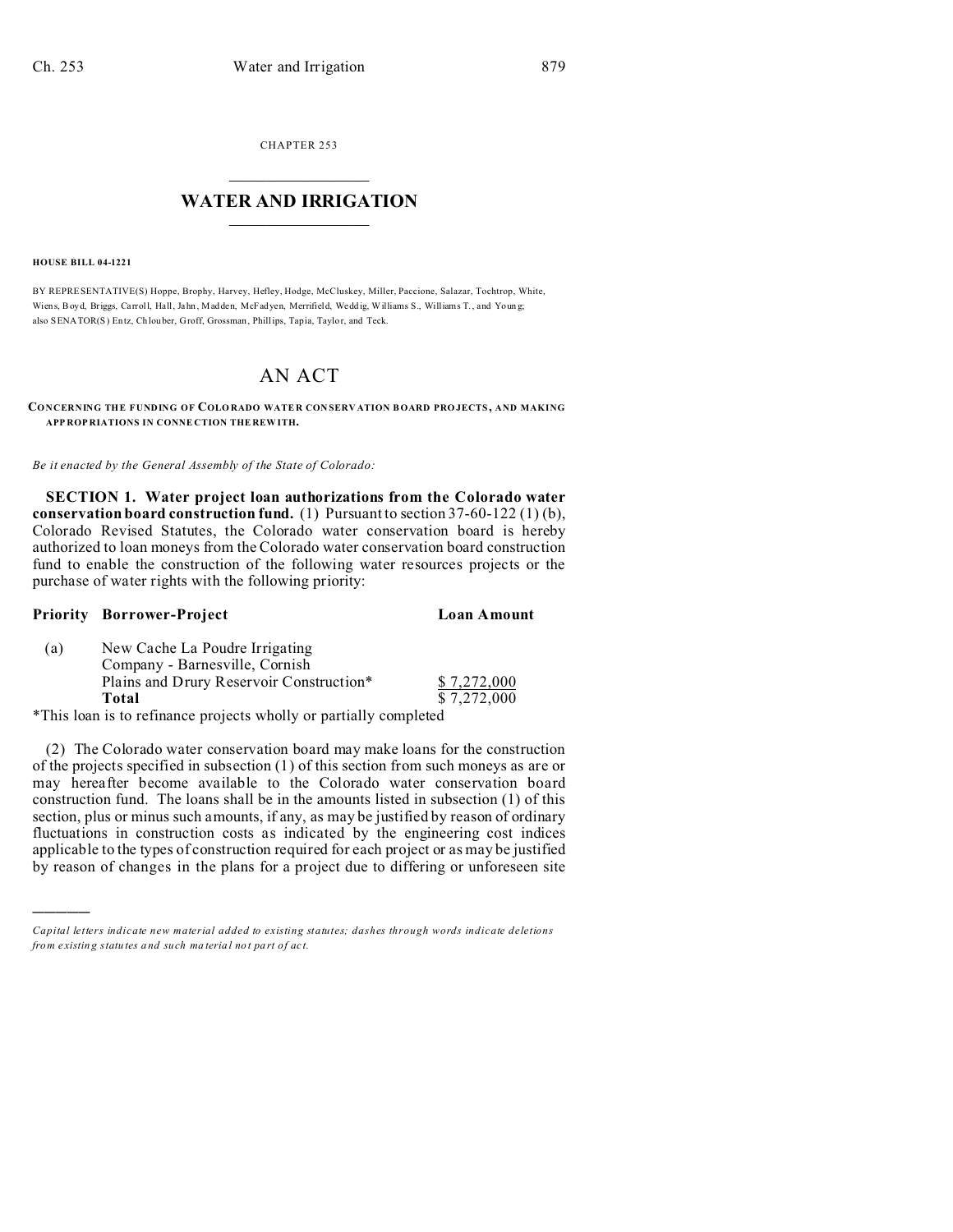CHAPTER 253

# WATER AND IRRIGATION

**HOUSE BILL 04-1221**

BY REPRESENTATIVE(S) Hoppe, Brophy, Harvey, Hefley, Hodge, McCluskey, Miller, Paccione, Salazar, Tochtrop, White, Wiens, Boyd, Briggs, Carroll, Hall, Jahn, Madden, McFadyen, Merrifield, Weddig, Williams S., Williams T., and Young; also SENATOR(S) Entz, Chlouber, Groff, Grossman, Phillips, Tapia, Taylor, and Teck.

# AN ACT

**CONCERNING THE FUNDING OF COLORADO WATER CONSERVATION BOARD PROJECTS, AND MAKING APPROPRIATIONS IN CONNECTION THEREWITH.**

*Be it enacted by the General Assembly of the State of Colorado:*

**SECTION 1. Water project loan authorizations from the Colorado water conservation board construction fund.** (1) Pursuant to section 37-60-122 (1) (b), Colorado Revised Statutes, the Colorado water conservation board is hereby authorized to loan moneys from the Colorado water conservation board construction fund to enable the construction of the following water resources projects or the purchase of water rights with the following priority:

| Priority | Borrower-Project | Loan Amount |
|---|---|---|
| (a) | New Cache La Poudre Irrigating Company - Barnesville, Cornish Plains and Drury Reservoir Construction* | $ 7,272,000 |
| | **Total** | $ 7,272,000 |

*This loan is to refinance projects wholly or partially completed

(2) The Colorado water conservation board may make loans for the construction of the projects specified in subsection (1) of this section from such moneys as are or may hereafter become available to the Colorado water conservation board construction fund. The loans shall be in the amounts listed in subsection (1) of this section, plus or minus such amounts, if any, as may be justified by reason of ordinary fluctuations in construction costs as indicated by the engineering cost indices applicable to the types of construction required for each project or as may be justified by reason of changes in the plans for a project due to differing or unforeseen site

---

*Capital letters indicate new material added to existing statutes; dashes through words indicate deletions from existing statutes and such material not part of act.*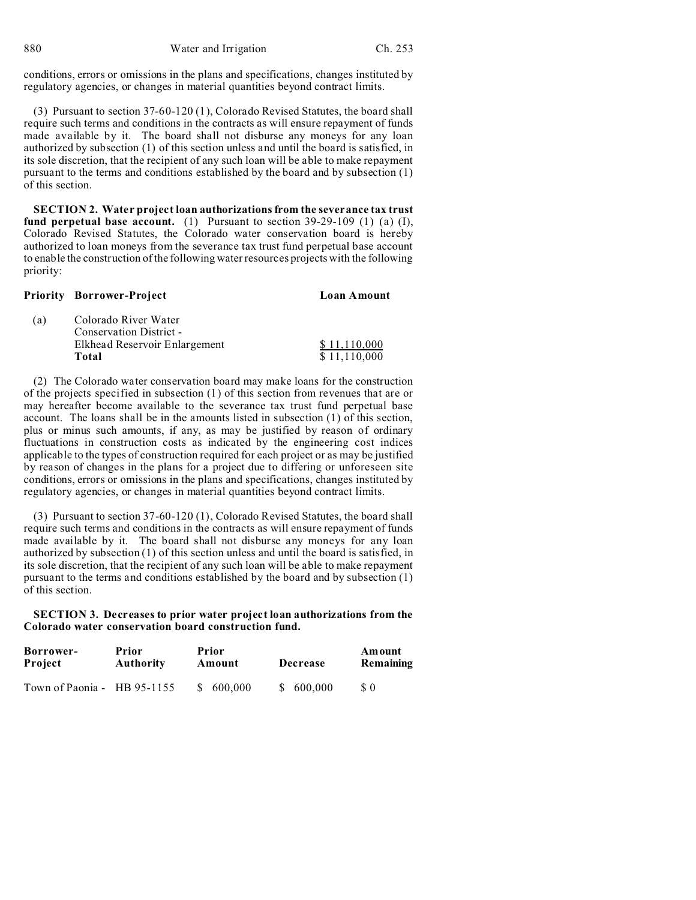conditions, errors or omissions in the plans and specifications, changes instituted by regulatory agencies, or changes in material quantities beyond contract limits.

(3) Pursuant to section 37-60-120 (1), Colorado Revised Statutes, the board shall require such terms and conditions in the contracts as will ensure repayment of funds made available by it. The board shall not disburse any moneys for any loan authorized by subsection (1) of this section unless and until the board is satisfied, in its sole discretion, that the recipient of any such loan will be able to make repayment pursuant to the terms and conditions established by the board and by subsection (1) of this section.

**SECTION 2. Water project loan authorizations from the severance tax trust fund perpetual base account.** (1) Pursuant to section 39-29-109 (1) (a) (I), Colorado Revised Statutes, the Colorado water conservation board is hereby authorized to loan moneys from the severance tax trust fund perpetual base account to enable the construction of the following water resources projects with the following priority:

| Priority | Borrower-Project | Loan Amount |
|---|---|---|
| (a) | Colorado River Water Conservation District - Elkhead Reservoir Enlargement | $ 11,110,000 |
| | **Total** | $ 11,110,000 |

(2) The Colorado water conservation board may make loans for the construction of the projects specified in subsection (1) of this section from revenues that are or may hereafter become available to the severance tax trust fund perpetual base account. The loans shall be in the amounts listed in subsection (1) of this section, plus or minus such amounts, if any, as may be justified by reason of ordinary fluctuations in construction costs as indicated by the engineering cost indices applicable to the types of construction required for each project or as may be justified by reason of changes in the plans for a project due to differing or unforeseen site conditions, errors or omissions in the plans and specifications, changes instituted by regulatory agencies, or changes in material quantities beyond contract limits.

(3) Pursuant to section 37-60-120 (1), Colorado Revised Statutes, the board shall require such terms and conditions in the contracts as will ensure repayment of funds made available by it. The board shall not disburse any moneys for any loan authorized by subsection (1) of this section unless and until the board is satisfied, in its sole discretion, that the recipient of any such loan will be able to make repayment pursuant to the terms and conditions established by the board and by subsection (1) of this section.

**SECTION 3. Decreases to prior water project loan authorizations from the Colorado water conservation board construction fund.**

| Borrower-Project | Prior Authority | Prior Amount | Decrease | Amount Remaining |
|---|---|---|---|---|
| Town of Paonia - | HB 95-1155 | $ 600,000 | $ 600,000 | $ 0 |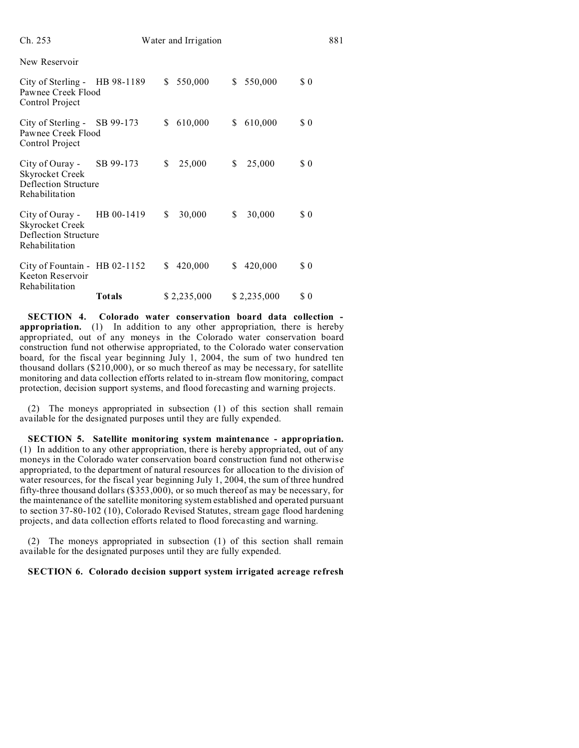New Reservoir

| | | | | |
|---|---|---|---|---|
| City of Sterling - Pawnee Creek Flood Control Project | HB 98-1189 | $ 550,000 | $ 550,000 | $ 0 |
| City of Sterling - Pawnee Creek Flood Control Project | SB 99-173 | $ 610,000 | $ 610,000 | $ 0 |
| City of Ouray - Skyrocket Creek Deflection Structure Rehabilitation | SB 99-173 | $ 25,000 | $ 25,000 | $ 0 |
| City of Ouray - Skyrocket Creek Deflection Structure Rehabilitation | HB 00-1419 | $ 30,000 | $ 30,000 | $ 0 |
| City of Fountain - Keeton Reservoir Rehabilitation | HB 02-1152 | $ 420,000 | $ 420,000 | $ 0 |
| | **Totals** | $ 2,235,000 | $ 2,235,000 | $ 0 |

**SECTION 4. Colorado water conservation board data collection - appropriation.** (1) In addition to any other appropriation, there is hereby appropriated, out of any moneys in the Colorado water conservation board construction fund not otherwise appropriated, to the Colorado water conservation board, for the fiscal year beginning July 1, 2004, the sum of two hundred ten thousand dollars ($210,000), or so much thereof as may be necessary, for satellite monitoring and data collection efforts related to in-stream flow monitoring, compact protection, decision support systems, and flood forecasting and warning projects.

(2) The moneys appropriated in subsection (1) of this section shall remain available for the designated purposes until they are fully expended.

**SECTION 5. Satellite monitoring system maintenance - appropriation.** (1) In addition to any other appropriation, there is hereby appropriated, out of any moneys in the Colorado water conservation board construction fund not otherwise appropriated, to the department of natural resources for allocation to the division of water resources, for the fiscal year beginning July 1, 2004, the sum of three hundred fifty-three thousand dollars ($353,000), or so much thereof as may be necessary, for the maintenance of the satellite monitoring system established and operated pursuant to section 37-80-102 (10), Colorado Revised Statutes, stream gage flood hardening projects, and data collection efforts related to flood forecasting and warning.

(2) The moneys appropriated in subsection (1) of this section shall remain available for the designated purposes until they are fully expended.

**SECTION 6. Colorado decision support system irrigated acreage refresh**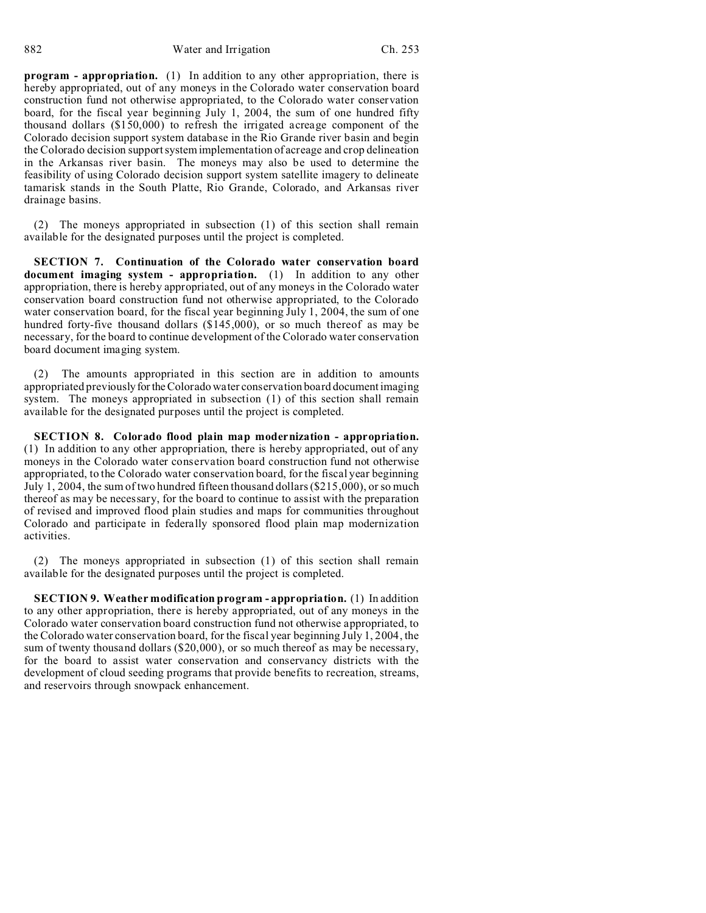**program - appropriation.** (1) In addition to any other appropriation, there is hereby appropriated, out of any moneys in the Colorado water conservation board construction fund not otherwise appropriated, to the Colorado water conservation board, for the fiscal year beginning July 1, 2004, the sum of one hundred fifty thousand dollars ($150,000) to refresh the irrigated acreage component of the Colorado decision support system database in the Rio Grande river basin and begin the Colorado decision support system implementation of acreage and crop delineation in the Arkansas river basin. The moneys may also be used to determine the feasibility of using Colorado decision support system satellite imagery to delineate tamarisk stands in the South Platte, Rio Grande, Colorado, and Arkansas river drainage basins.

(2) The moneys appropriated in subsection (1) of this section shall remain available for the designated purposes until the project is completed.

**SECTION 7. Continuation of the Colorado water conservation board document imaging system - appropriation.** (1) In addition to any other appropriation, there is hereby appropriated, out of any moneys in the Colorado water conservation board construction fund not otherwise appropriated, to the Colorado water conservation board, for the fiscal year beginning July 1, 2004, the sum of one hundred forty-five thousand dollars ($145,000), or so much thereof as may be necessary, for the board to continue development of the Colorado water conservation board document imaging system.

(2) The amounts appropriated in this section are in addition to amounts appropriated previously for the Colorado water conservation board document imaging system. The moneys appropriated in subsection (1) of this section shall remain available for the designated purposes until the project is completed.

**SECTION 8. Colorado flood plain map modernization - appropriation.** (1) In addition to any other appropriation, there is hereby appropriated, out of any moneys in the Colorado water conservation board construction fund not otherwise appropriated, to the Colorado water conservation board, for the fiscal year beginning July 1, 2004, the sum of two hundred fifteen thousand dollars ($215,000), or so much thereof as may be necessary, for the board to continue to assist with the preparation of revised and improved flood plain studies and maps for communities throughout Colorado and participate in federally sponsored flood plain map modernization activities.

(2) The moneys appropriated in subsection (1) of this section shall remain available for the designated purposes until the project is completed.

**SECTION 9. Weather modification program - appropriation.** (1) In addition to any other appropriation, there is hereby appropriated, out of any moneys in the Colorado water conservation board construction fund not otherwise appropriated, to the Colorado water conservation board, for the fiscal year beginning July 1, 2004, the sum of twenty thousand dollars ($20,000), or so much thereof as may be necessary, for the board to assist water conservation and conservancy districts with the development of cloud seeding programs that provide benefits to recreation, streams, and reservoirs through snowpack enhancement.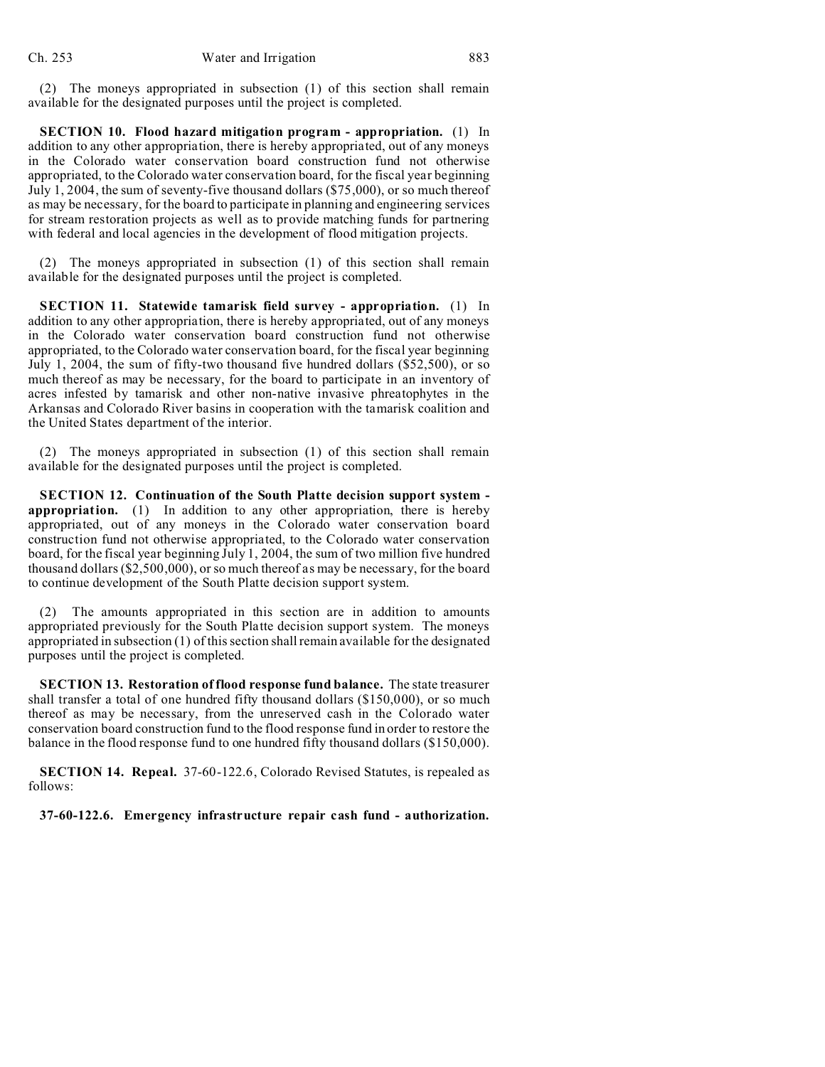(2) The moneys appropriated in subsection (1) of this section shall remain available for the designated purposes until the project is completed.

**SECTION 10. Flood hazard mitigation program - appropriation.** (1) In addition to any other appropriation, there is hereby appropriated, out of any moneys in the Colorado water conservation board construction fund not otherwise appropriated, to the Colorado water conservation board, for the fiscal year beginning July 1, 2004, the sum of seventy-five thousand dollars ($75,000), or so much thereof as may be necessary, for the board to participate in planning and engineering services for stream restoration projects as well as to provide matching funds for partnering with federal and local agencies in the development of flood mitigation projects.

(2) The moneys appropriated in subsection (1) of this section shall remain available for the designated purposes until the project is completed.

**SECTION 11. Statewide tamarisk field survey - appropriation.** (1) In addition to any other appropriation, there is hereby appropriated, out of any moneys in the Colorado water conservation board construction fund not otherwise appropriated, to the Colorado water conservation board, for the fiscal year beginning July 1, 2004, the sum of fifty-two thousand five hundred dollars ($52,500), or so much thereof as may be necessary, for the board to participate in an inventory of acres infested by tamarisk and other non-native invasive phreatophytes in the Arkansas and Colorado River basins in cooperation with the tamarisk coalition and the United States department of the interior.

(2) The moneys appropriated in subsection (1) of this section shall remain available for the designated purposes until the project is completed.

**SECTION 12. Continuation of the South Platte decision support system - appropriation.** (1) In addition to any other appropriation, there is hereby appropriated, out of any moneys in the Colorado water conservation board construction fund not otherwise appropriated, to the Colorado water conservation board, for the fiscal year beginning July 1, 2004, the sum of two million five hundred thousand dollars ($2,500,000), or so much thereof as may be necessary, for the board to continue development of the South Platte decision support system.

(2) The amounts appropriated in this section are in addition to amounts appropriated previously for the South Platte decision support system. The moneys appropriated in subsection (1) of this section shall remain available for the designated purposes until the project is completed.

**SECTION 13. Restoration of flood response fund balance.** The state treasurer shall transfer a total of one hundred fifty thousand dollars ($150,000), or so much thereof as may be necessary, from the unreserved cash in the Colorado water conservation board construction fund to the flood response fund in order to restore the balance in the flood response fund to one hundred fifty thousand dollars ($150,000).

**SECTION 14. Repeal.** 37-60-122.6, Colorado Revised Statutes, is repealed as follows:

**37-60-122.6. Emergency infrastructure repair cash fund - authorization.**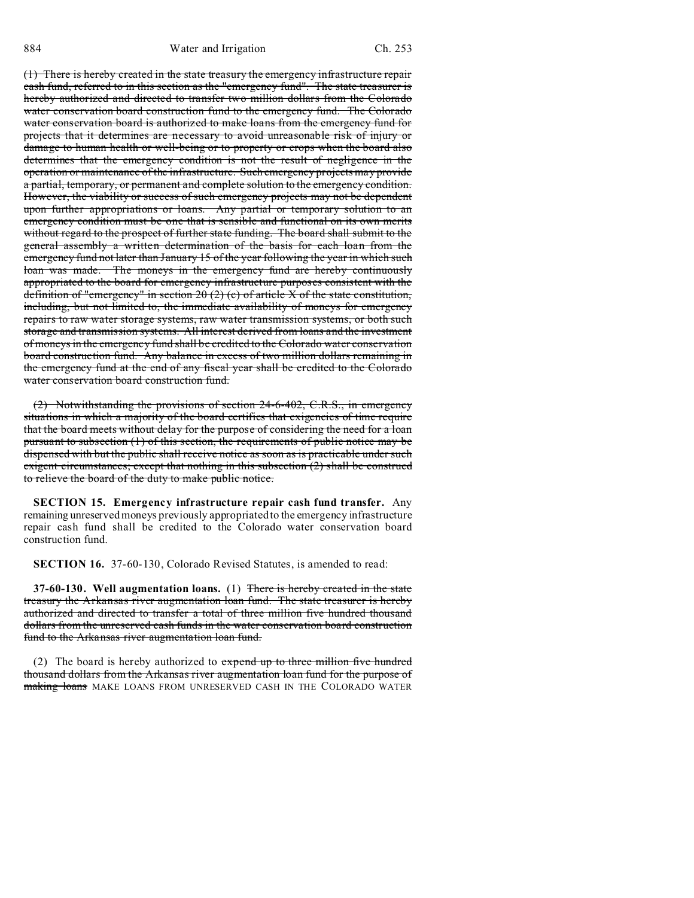~~(1) There is hereby created in the state treasury the emergency infrastructure repair cash fund, referred to in this section as the "emergency fund". The state treasurer is hereby authorized and directed to transfer two million dollars from the Colorado water conservation board construction fund to the emergency fund. The Colorado water conservation board is authorized to make loans from the emergency fund for projects that it determines are necessary to avoid unreasonable risk of injury or damage to human health or well-being or to property or crops when the board also determines that the emergency condition is not the result of negligence in the operation or maintenance of the infrastructure. Such emergency projects may provide a partial, temporary, or permanent and complete solution to the emergency condition. However, the viability or success of such emergency projects may not be dependent upon further appropriations or loans. Any partial or temporary solution to an emergency condition must be one that is sensible and functional on its own merits without regard to the prospect of further state funding. The board shall submit to the general assembly a written determination of the basis for each loan from the emergency fund not later than January 15 of the year following the year in which such loan was made. The moneys in the emergency fund are hereby continuously appropriated to the board for emergency infrastructure purposes consistent with the definition of "emergency" in section 20 (2) (c) of article X of the state constitution, including, but not limited to, the immediate availability of moneys for emergency repairs to raw water storage systems, raw water transmission systems, or both such storage and transmission systems. All interest derived from loans and the investment of moneys in the emergency fund shall be credited to the Colorado water conservation board construction fund. Any balance in excess of two million dollars remaining in the emergency fund at the end of any fiscal year shall be credited to the Colorado water conservation board construction fund.~~

~~(2) Notwithstanding the provisions of section 24-6-402, C.R.S., in emergency situations in which a majority of the board certifies that exigencies of time require that the board meets without delay for the purpose of considering the need for a loan pursuant to subsection (1) of this section, the requirements of public notice may be dispensed with but the public shall receive notice as soon as is practicable under such exigent circumstances; except that nothing in this subsection (2) shall be construed to relieve the board of the duty to make public notice.~~

**SECTION 15. Emergency infrastructure repair cash fund transfer.** Any remaining unreserved moneys previously appropriated to the emergency infrastructure repair cash fund shall be credited to the Colorado water conservation board construction fund.

**SECTION 16.** 37-60-130, Colorado Revised Statutes, is amended to read:

**37-60-130. Well augmentation loans.** (1) ~~There is hereby created in the state treasury the Arkansas river augmentation loan fund. The state treasurer is hereby authorized and directed to transfer a total of three million five hundred thousand dollars from the unreserved cash funds in the water conservation board construction fund to the Arkansas river augmentation loan fund.~~

(2) The board is hereby authorized to ~~expend up to three million five hundred thousand dollars from the Arkansas river augmentation loan fund for the purpose of making loans~~ MAKE LOANS FROM UNRESERVED CASH IN THE COLORADO WATER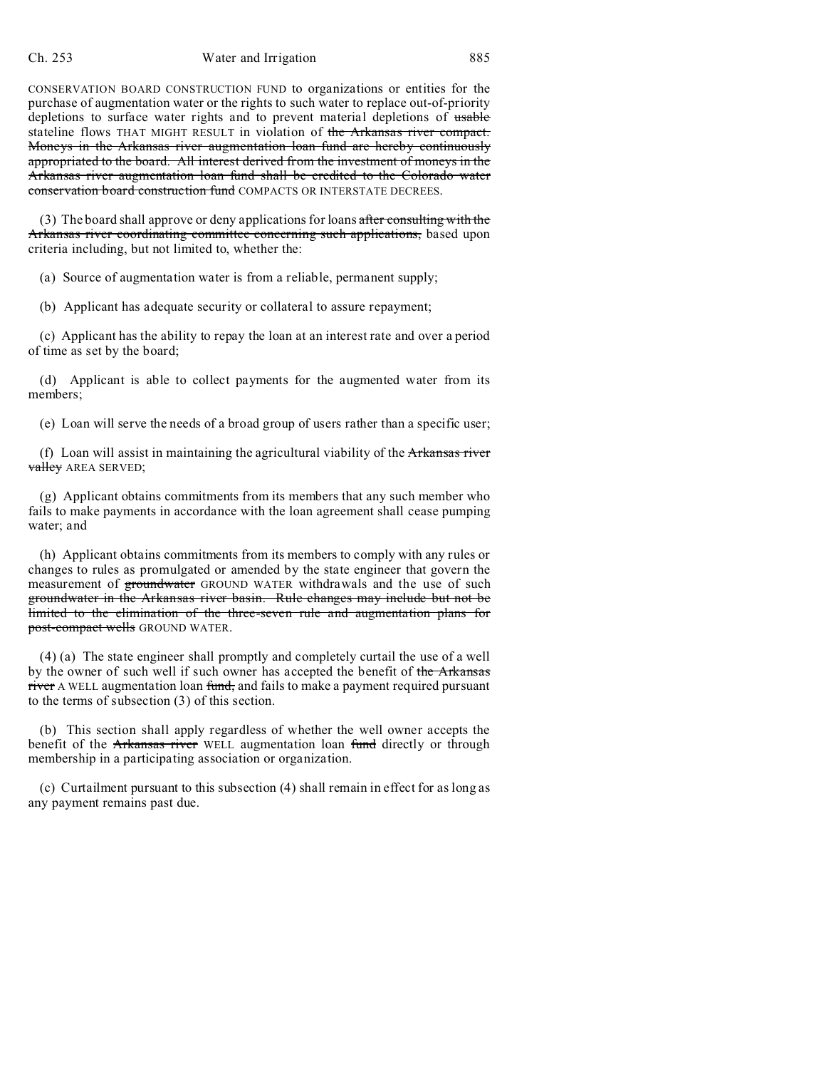CONSERVATION BOARD CONSTRUCTION FUND to organizations or entities for the purchase of augmentation water or the rights to such water to replace out-of-priority depletions to surface water rights and to prevent material depletions of ~~usable~~ stateline flows THAT MIGHT RESULT in violation of ~~the Arkansas river compact. Moneys in the Arkansas river augmentation loan fund are hereby continuously appropriated to the board. All interest derived from the investment of moneys in the Arkansas river augmentation loan fund shall be credited to the Colorado water conservation board construction fund~~ COMPACTS OR INTERSTATE DECREES.

(3) The board shall approve or deny applications for loans ~~after consulting with the Arkansas river coordinating committee concerning such applications,~~ based upon criteria including, but not limited to, whether the:

(a) Source of augmentation water is from a reliable, permanent supply;

(b) Applicant has adequate security or collateral to assure repayment;

(c) Applicant has the ability to repay the loan at an interest rate and over a period of time as set by the board;

(d) Applicant is able to collect payments for the augmented water from its members;

(e) Loan will serve the needs of a broad group of users rather than a specific user;

(f) Loan will assist in maintaining the agricultural viability of the ~~Arkansas river valley~~ AREA SERVED;

(g) Applicant obtains commitments from its members that any such member who fails to make payments in accordance with the loan agreement shall cease pumping water; and

(h) Applicant obtains commitments from its members to comply with any rules or changes to rules as promulgated or amended by the state engineer that govern the measurement of ~~groundwater~~ GROUND WATER withdrawals and the use of such ~~groundwater in the Arkansas river basin. Rule changes may include but not be limited to the elimination of the three-seven rule and augmentation plans for post-compact wells~~ GROUND WATER.

(4) (a) The state engineer shall promptly and completely curtail the use of a well by the owner of such well if such owner has accepted the benefit of ~~the Arkansas river~~ A WELL augmentation loan ~~fund,~~ and fails to make a payment required pursuant to the terms of subsection (3) of this section.

(b) This section shall apply regardless of whether the well owner accepts the benefit of the ~~Arkansas river~~ WELL augmentation loan ~~fund~~ directly or through membership in a participating association or organization.

(c) Curtailment pursuant to this subsection (4) shall remain in effect for as long as any payment remains past due.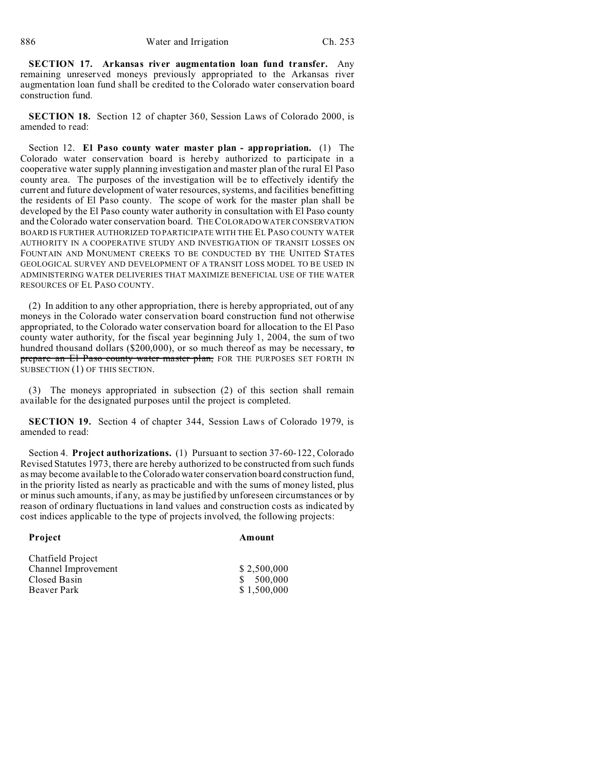**SECTION 17. Arkansas river augmentation loan fund transfer.** Any remaining unreserved moneys previously appropriated to the Arkansas river augmentation loan fund shall be credited to the Colorado water conservation board construction fund.

**SECTION 18.** Section 12 of chapter 360, Session Laws of Colorado 2000, is amended to read:

Section 12. **El Paso county water master plan - appropriation.** (1) The Colorado water conservation board is hereby authorized to participate in a cooperative water supply planning investigation and master plan of the rural El Paso county area. The purposes of the investigation will be to effectively identify the current and future development of water resources, systems, and facilities benefitting the residents of El Paso county. The scope of work for the master plan shall be developed by the El Paso county water authority in consultation with El Paso county and the Colorado water conservation board. THE COLORADO WATER CONSERVATION BOARD IS FURTHER AUTHORIZED TO PARTICIPATE WITH THE EL PASO COUNTY WATER AUTHORITY IN A COOPERATIVE STUDY AND INVESTIGATION OF TRANSIT LOSSES ON FOUNTAIN AND MONUMENT CREEKS TO BE CONDUCTED BY THE UNITED STATES GEOLOGICAL SURVEY AND DEVELOPMENT OF A TRANSIT LOSS MODEL TO BE USED IN ADMINISTERING WATER DELIVERIES THAT MAXIMIZE BENEFICIAL USE OF THE WATER RESOURCES OF EL PASO COUNTY.

(2) In addition to any other appropriation, there is hereby appropriated, out of any moneys in the Colorado water conservation board construction fund not otherwise appropriated, to the Colorado water conservation board for allocation to the El Paso county water authority, for the fiscal year beginning July 1, 2004, the sum of two hundred thousand dollars ($200,000), or so much thereof as may be necessary, ~~to prepare an El Paso county water master plan,~~ FOR THE PURPOSES SET FORTH IN SUBSECTION (1) OF THIS SECTION.

(3) The moneys appropriated in subsection (2) of this section shall remain available for the designated purposes until the project is completed.

**SECTION 19.** Section 4 of chapter 344, Session Laws of Colorado 1979, is amended to read:

Section 4. **Project authorizations.** (1) Pursuant to section 37-60-122, Colorado Revised Statutes 1973, there are hereby authorized to be constructed from such funds as may become available to the Colorado water conservation board construction fund, in the priority listed as nearly as practicable and with the sums of money listed, plus or minus such amounts, if any, as may be justified by unforeseen circumstances or by reason of ordinary fluctuations in land values and construction costs as indicated by cost indices applicable to the type of projects involved, the following projects:

| **Project** | **Amount** |
|---|---|
| Chatfield Project | |
| Channel Improvement | $ 2,500,000 |
| Closed Basin | $ 500,000 |
| Beaver Park | $ 1,500,000 |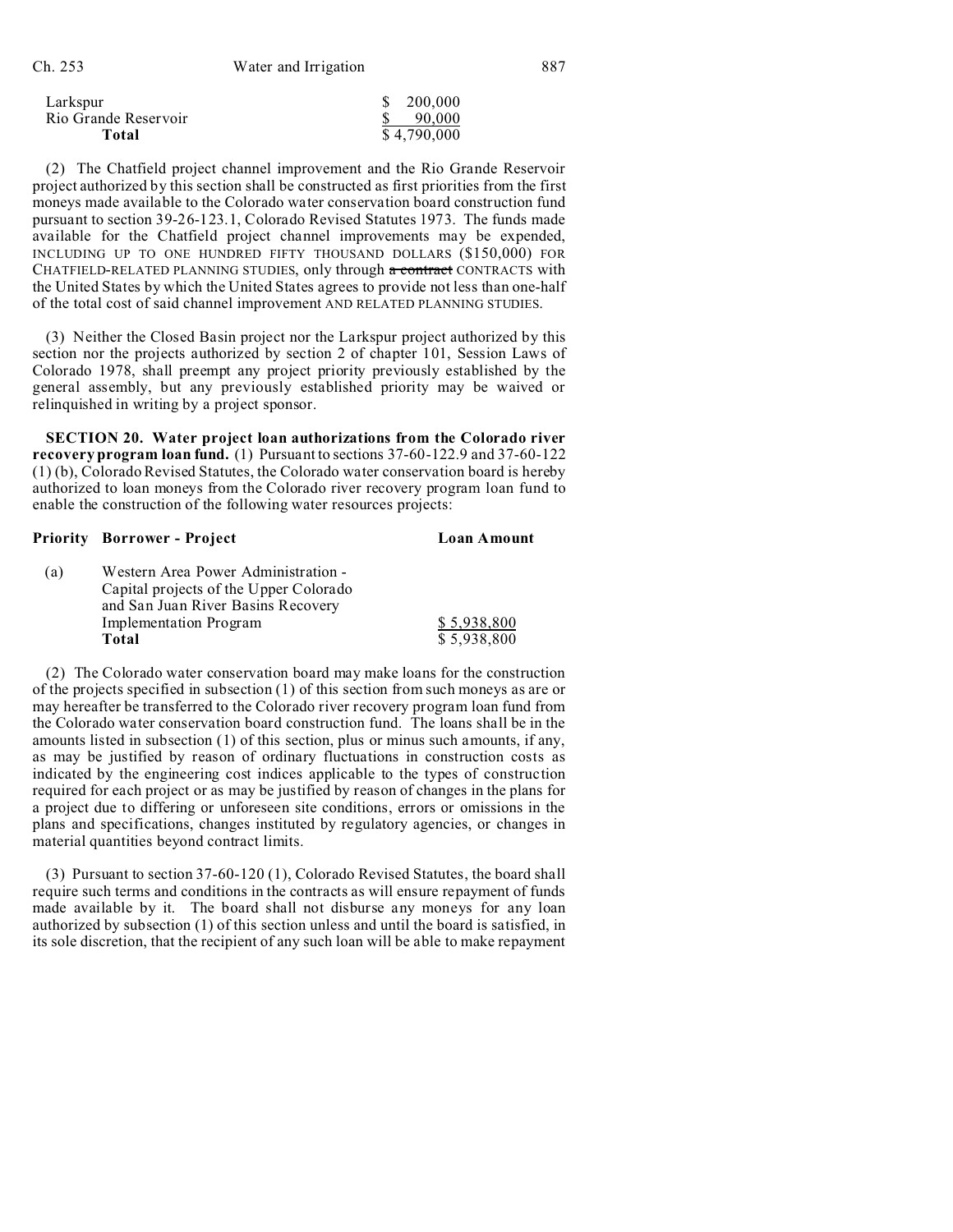| | |
|---|---|
| Larkspur | $ 200,000 |
| Rio Grande Reservoir | $ 90,000 |
| **Total** | $ 4,790,000 |

(2) The Chatfield project channel improvement and the Rio Grande Reservoir project authorized by this section shall be constructed as first priorities from the first moneys made available to the Colorado water conservation board construction fund pursuant to section 39-26-123.1, Colorado Revised Statutes 1973. The funds made available for the Chatfield project channel improvements may be expended, INCLUDING UP TO ONE HUNDRED FIFTY THOUSAND DOLLARS ($150,000) FOR CHATFIELD-RELATED PLANNING STUDIES, only through ~~a contract~~ CONTRACTS with the United States by which the United States agrees to provide not less than one-half of the total cost of said channel improvement AND RELATED PLANNING STUDIES.

(3) Neither the Closed Basin project nor the Larkspur project authorized by this section nor the projects authorized by section 2 of chapter 101, Session Laws of Colorado 1978, shall preempt any project priority previously established by the general assembly, but any previously established priority may be waived or relinquished in writing by a project sponsor.

**SECTION 20. Water project loan authorizations from the Colorado river recovery program loan fund.** (1) Pursuant to sections 37-60-122.9 and 37-60-122 (1) (b), Colorado Revised Statutes, the Colorado water conservation board is hereby authorized to loan moneys from the Colorado river recovery program loan fund to enable the construction of the following water resources projects:

| Priority | Borrower - Project | Loan Amount |
|---|---|---|
| (a) | Western Area Power Administration - Capital projects of the Upper Colorado and San Juan River Basins Recovery Implementation Program | $ 5,938,800 |
| | **Total** | $ 5,938,800 |

(2) The Colorado water conservation board may make loans for the construction of the projects specified in subsection (1) of this section from such moneys as are or may hereafter be transferred to the Colorado river recovery program loan fund from the Colorado water conservation board construction fund. The loans shall be in the amounts listed in subsection (1) of this section, plus or minus such amounts, if any, as may be justified by reason of ordinary fluctuations in construction costs as indicated by the engineering cost indices applicable to the types of construction required for each project or as may be justified by reason of changes in the plans for a project due to differing or unforeseen site conditions, errors or omissions in the plans and specifications, changes instituted by regulatory agencies, or changes in material quantities beyond contract limits.

(3) Pursuant to section 37-60-120 (1), Colorado Revised Statutes, the board shall require such terms and conditions in the contracts as will ensure repayment of funds made available by it. The board shall not disburse any moneys for any loan authorized by subsection (1) of this section unless and until the board is satisfied, in its sole discretion, that the recipient of any such loan will be able to make repayment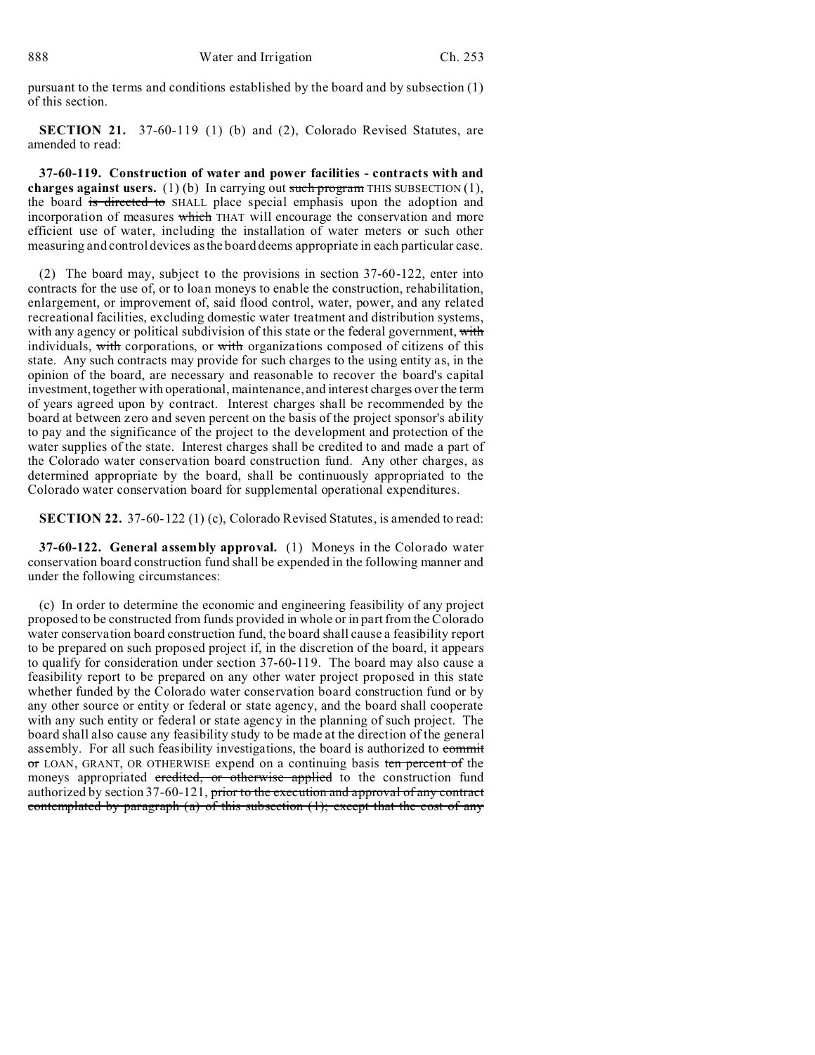pursuant to the terms and conditions established by the board and by subsection (1) of this section.

**SECTION 21.** 37-60-119 (1) (b) and (2), Colorado Revised Statutes, are amended to read:

**37-60-119. Construction of water and power facilities - contracts with and charges against users.** (1) (b) In carrying out ~~such program~~ THIS SUBSECTION (1), the board ~~is directed to~~ SHALL place special emphasis upon the adoption and incorporation of measures ~~which~~ THAT will encourage the conservation and more efficient use of water, including the installation of water meters or such other measuring and control devices as the board deems appropriate in each particular case.

(2) The board may, subject to the provisions in section 37-60-122, enter into contracts for the use of, or to loan moneys to enable the construction, rehabilitation, enlargement, or improvement of, said flood control, water, power, and any related recreational facilities, excluding domestic water treatment and distribution systems, with any agency or political subdivision of this state or the federal government, ~~with~~ individuals, ~~with~~ corporations, or ~~with~~ organizations composed of citizens of this state. Any such contracts may provide for such charges to the using entity as, in the opinion of the board, are necessary and reasonable to recover the board's capital investment, together with operational, maintenance, and interest charges over the term of years agreed upon by contract. Interest charges shall be recommended by the board at between zero and seven percent on the basis of the project sponsor's ability to pay and the significance of the project to the development and protection of the water supplies of the state. Interest charges shall be credited to and made a part of the Colorado water conservation board construction fund. Any other charges, as determined appropriate by the board, shall be continuously appropriated to the Colorado water conservation board for supplemental operational expenditures.

**SECTION 22.** 37-60-122 (1) (c), Colorado Revised Statutes, is amended to read:

**37-60-122. General assembly approval.** (1) Moneys in the Colorado water conservation board construction fund shall be expended in the following manner and under the following circumstances:

(c) In order to determine the economic and engineering feasibility of any project proposed to be constructed from funds provided in whole or in part from the Colorado water conservation board construction fund, the board shall cause a feasibility report to be prepared on such proposed project if, in the discretion of the board, it appears to qualify for consideration under section 37-60-119. The board may also cause a feasibility report to be prepared on any other water project proposed in this state whether funded by the Colorado water conservation board construction fund or by any other source or entity or federal or state agency, and the board shall cooperate with any such entity or federal or state agency in the planning of such project. The board shall also cause any feasibility study to be made at the direction of the general assembly. For all such feasibility investigations, the board is authorized to ~~commit or~~ LOAN, GRANT, OR OTHERWISE expend on a continuing basis ~~ten percent of~~ the moneys appropriated ~~credited, or otherwise applied~~ to the construction fund authorized by section 37-60-121, ~~prior to the execution and approval of any contract contemplated by paragraph (a) of this subsection (1); except that the cost of any~~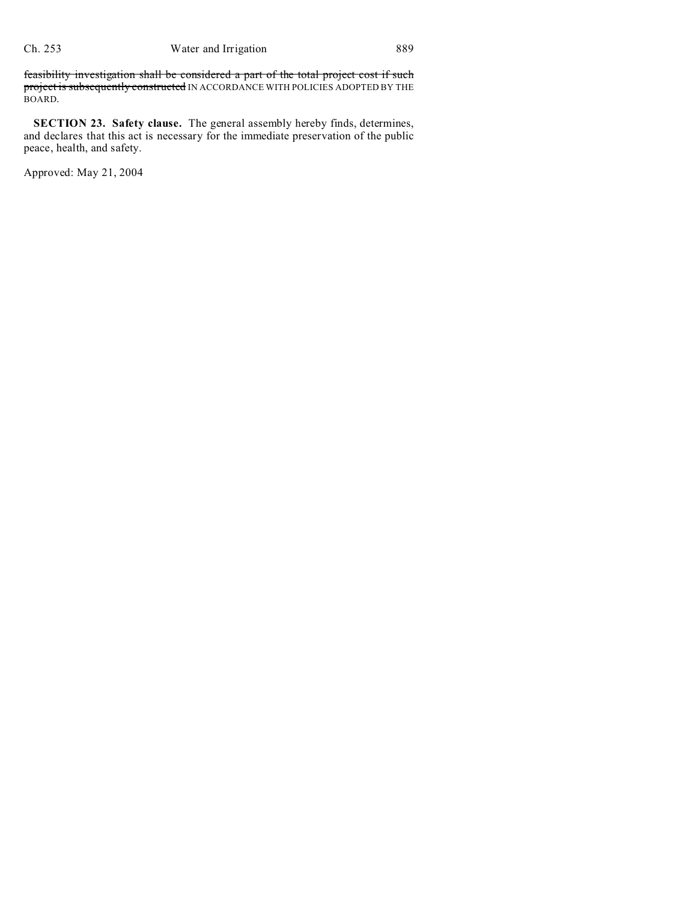~~feasibility investigation shall be considered a part of the total project cost if such project is subsequently constructed~~ IN ACCORDANCE WITH POLICIES ADOPTED BY THE BOARD.

**SECTION 23. Safety clause.** The general assembly hereby finds, determines, and declares that this act is necessary for the immediate preservation of the public peace, health, and safety.

Approved: May 21, 2004